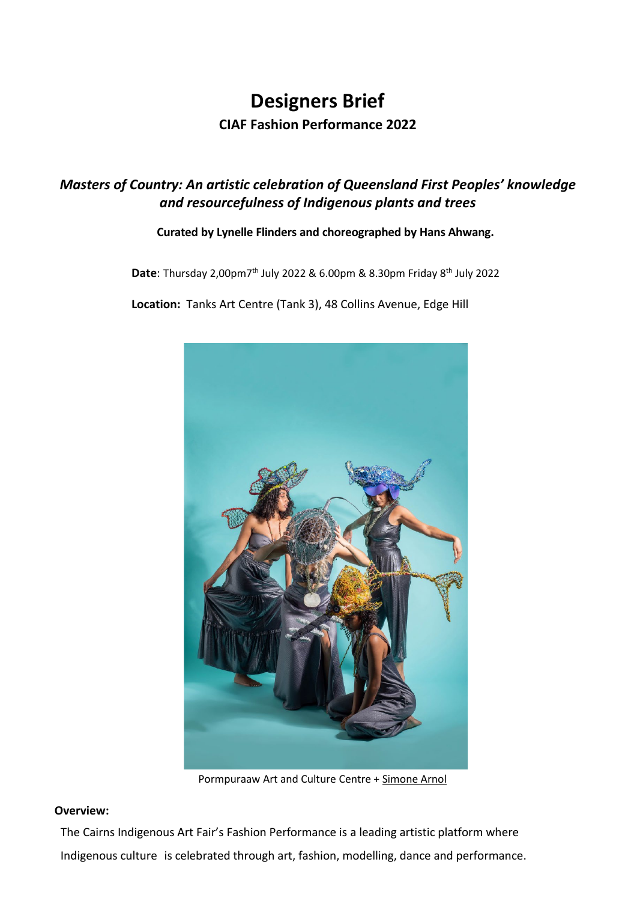# Designers Brief

## CIAF Fashion Performance 2022

### *Masters of Country: An artistic celebration of Queensland First Peoples' knowledge and resourcefulness of Indigenous plants and trees*

**Curated by Lynelle Flinders and choreographed by Hans Ahwang.**

**Date**: Thursday 2,00pm7th July 2022 & 6.00pm & 8.30pm Friday 8th July 2022

**Location:** Tanks Art Centre (Tank 3), 48 Collins Avenue, Edge Hill

Pormpuraaw Art and Culture Centre + Simone Arnol

**Overview:**

The Cairns Indigenous Art Fair's Fashion Performance is a leading artistic platform where Indigenous culture is celebrated through art, fashion, modelling, dance and performance.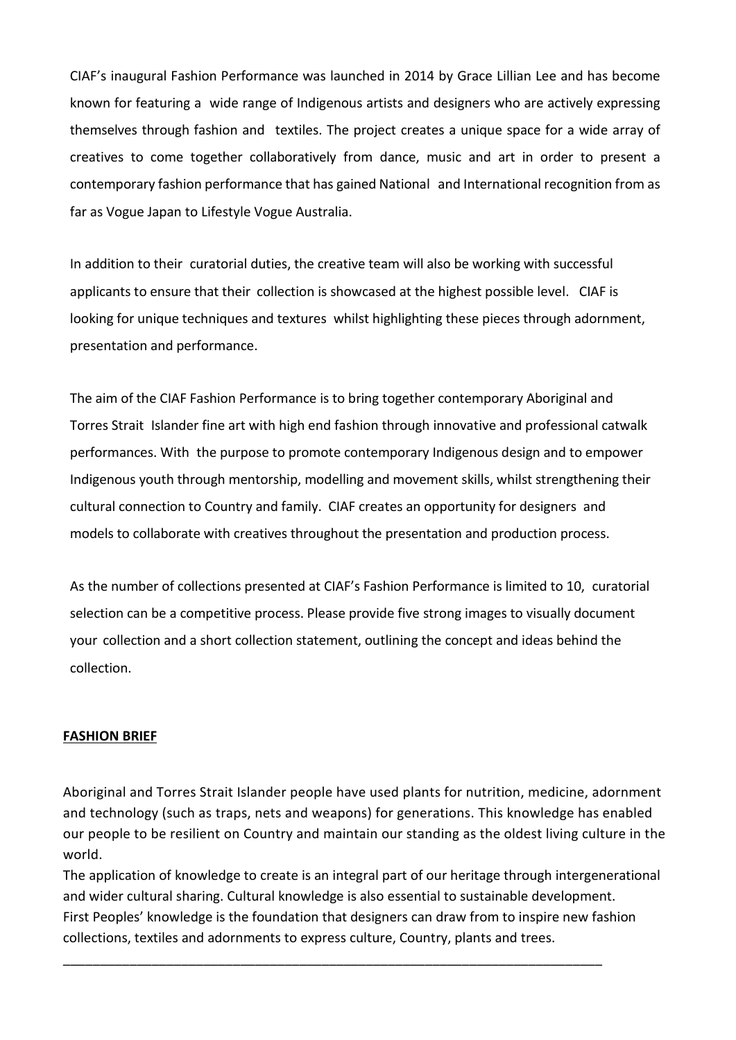CIAF's inaugural Fashion Performance was launched in 2014 by Grace Lillian Lee and has become known for featuring a wide range of Indigenous artists and designers who are actively expressing themselves through fashion and textiles. The project creates a unique space for a wide array of creatives to come together collaboratively from dance, music and art in order to present a contemporary fashion performance that has gained National and International recognition from as far as Vogue Japan to Lifestyle Vogue Australia.

In addition to their curatorial duties, the creative team will also be working with successful applicants to ensure that their collection is showcased at the highest possible level. CIAF is looking for unique techniques and textures whilst highlighting these pieces through adornment, presentation and performance.

The aim of the CIAF Fashion Performance is to bring together contemporary Aboriginal and Torres Strait Islander fine art with high end fashion through innovative and professional catwalk performances. With the purpose to promote contemporary Indigenous design and to empower Indigenous youth through mentorship, modelling and movement skills, whilst strengthening their cultural connection to Country and family. CIAF creates an opportunity for designers and models to collaborate with creatives throughout the presentation and production process.

As the number of collections presented at CIAF's Fashion Performance is limited to 10, curatorial selection can be a competitive process. Please provide five strong images to visually document your collection and a short collection statement, outlining the concept and ideas behind the collection.

**FASHION BRIEF**

Aboriginal and Torres Strait Islander people have used plants for nutrition, medicine, adornment and technology (such as traps, nets and weapons) for generations. This knowledge has enabled our people to be resilient on Country and maintain our standing as the oldest living culture in the world.
The application of knowledge to create is an integral part of our heritage through intergenerational and wider cultural sharing. Cultural knowledge is also essential to sustainable development.
First Peoples' knowledge is the foundation that designers can draw from to inspire new fashion collections, textiles and adornments to express culture, Country, plants and trees.

---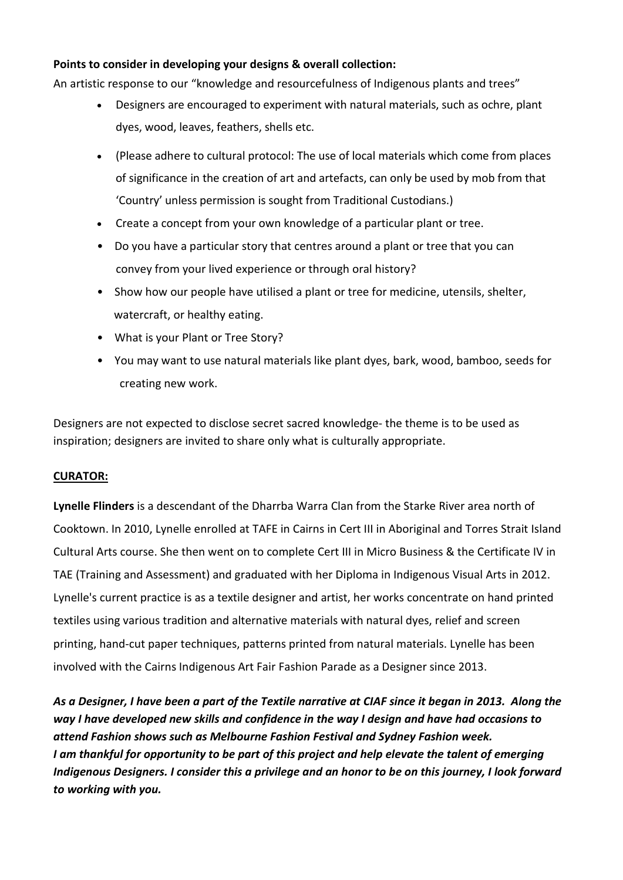**Points to consider in developing your designs & overall collection:**

An artistic response to our "knowledge and resourcefulness of Indigenous plants and trees"

- Designers are encouraged to experiment with natural materials, such as ochre, plant dyes, wood, leaves, feathers, shells etc.
- (Please adhere to cultural protocol: The use of local materials which come from places of significance in the creation of art and artefacts, can only be used by mob from that 'Country' unless permission is sought from Traditional Custodians.)
- Create a concept from your own knowledge of a particular plant or tree.
- Do you have a particular story that centres around a plant or tree that you can convey from your lived experience or through oral history?
- Show how our people have utilised a plant or tree for medicine, utensils, shelter, watercraft, or healthy eating.
- What is your Plant or Tree Story?
- You may want to use natural materials like plant dyes, bark, wood, bamboo, seeds for creating new work.

Designers are not expected to disclose secret sacred knowledge- the theme is to be used as inspiration; designers are invited to share only what is culturally appropriate.

**CURATOR:**

**Lynelle Flinders** is a descendant of the Dharrba Warra Clan from the Starke River area north of Cooktown. In 2010, Lynelle enrolled at TAFE in Cairns in Cert III in Aboriginal and Torres Strait Island Cultural Arts course. She then went on to complete Cert III in Micro Business & the Certificate IV in TAE (Training and Assessment) and graduated with her Diploma in Indigenous Visual Arts in 2012. Lynelle's current practice is as a textile designer and artist, her works concentrate on hand printed textiles using various tradition and alternative materials with natural dyes, relief and screen printing, hand-cut paper techniques, patterns printed from natural materials. Lynelle has been involved with the Cairns Indigenous Art Fair Fashion Parade as a Designer since 2013.

***As a Designer, I have been a part of the Textile narrative at CIAF since it began in 2013. Along the way I have developed new skills and confidence in the way I design and have had occasions to attend Fashion shows such as Melbourne Fashion Festival and Sydney Fashion week.***
***I am thankful for opportunity to be part of this project and help elevate the talent of emerging Indigenous Designers. I consider this a privilege and an honor to be on this journey, I look forward to working with you.***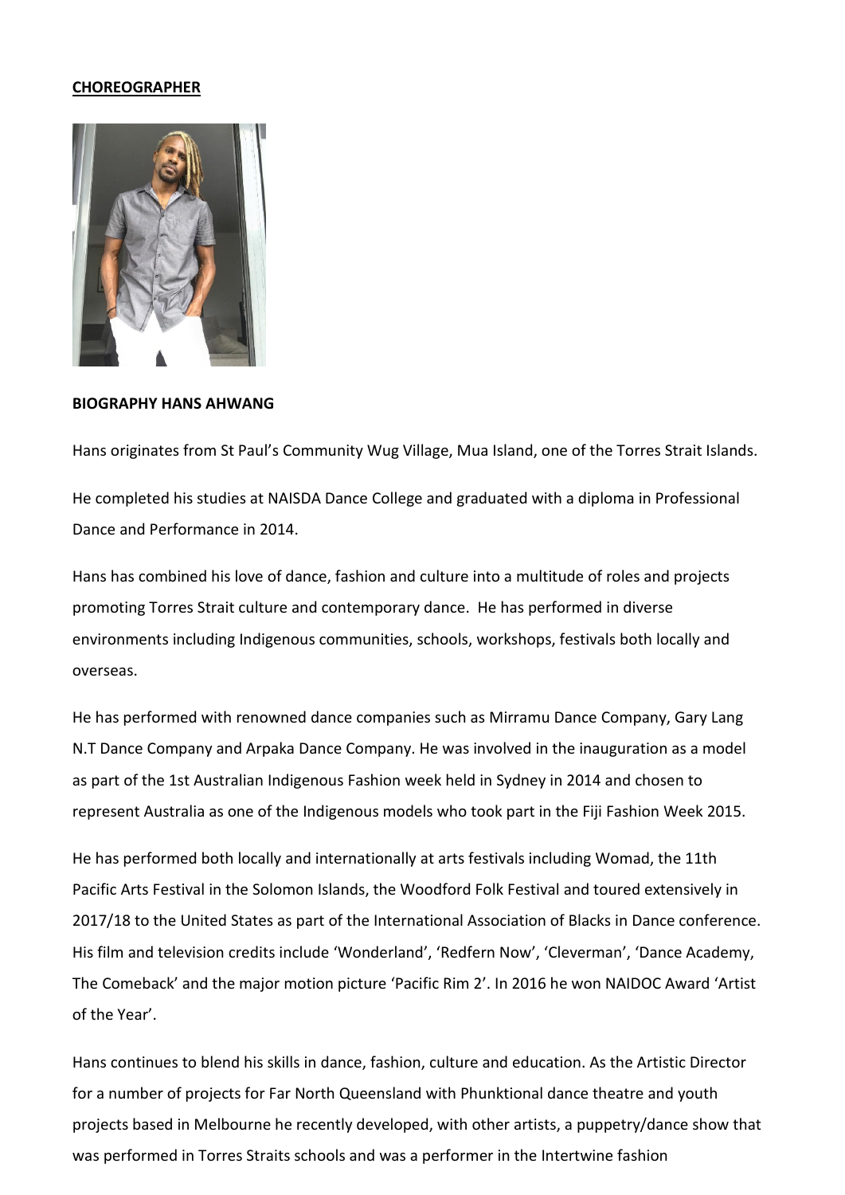**CHOREOGRAPHER**

**BIOGRAPHY HANS AHWANG**

Hans originates from St Paul's Community Wug Village, Mua Island, one of the Torres Strait Islands.

He completed his studies at NAISDA Dance College and graduated with a diploma in Professional Dance and Performance in 2014.

Hans has combined his love of dance, fashion and culture into a multitude of roles and projects promoting Torres Strait culture and contemporary dance. He has performed in diverse environments including Indigenous communities, schools, workshops, festivals both locally and overseas.

He has performed with renowned dance companies such as Mirramu Dance Company, Gary Lang N.T Dance Company and Arpaka Dance Company. He was involved in the inauguration as a model as part of the 1st Australian Indigenous Fashion week held in Sydney in 2014 and chosen to represent Australia as one of the Indigenous models who took part in the Fiji Fashion Week 2015.

He has performed both locally and internationally at arts festivals including Womad, the 11th Pacific Arts Festival in the Solomon Islands, the Woodford Folk Festival and toured extensively in 2017/18 to the United States as part of the International Association of Blacks in Dance conference. His film and television credits include 'Wonderland', 'Redfern Now', 'Cleverman', 'Dance Academy, The Comeback' and the major motion picture 'Pacific Rim 2'. In 2016 he won NAIDOC Award 'Artist of the Year'.

Hans continues to blend his skills in dance, fashion, culture and education. As the Artistic Director for a number of projects for Far North Queensland with Phunktional dance theatre and youth projects based in Melbourne he recently developed, with other artists, a puppetry/dance show that was performed in Torres Straits schools and was a performer in the Intertwine fashion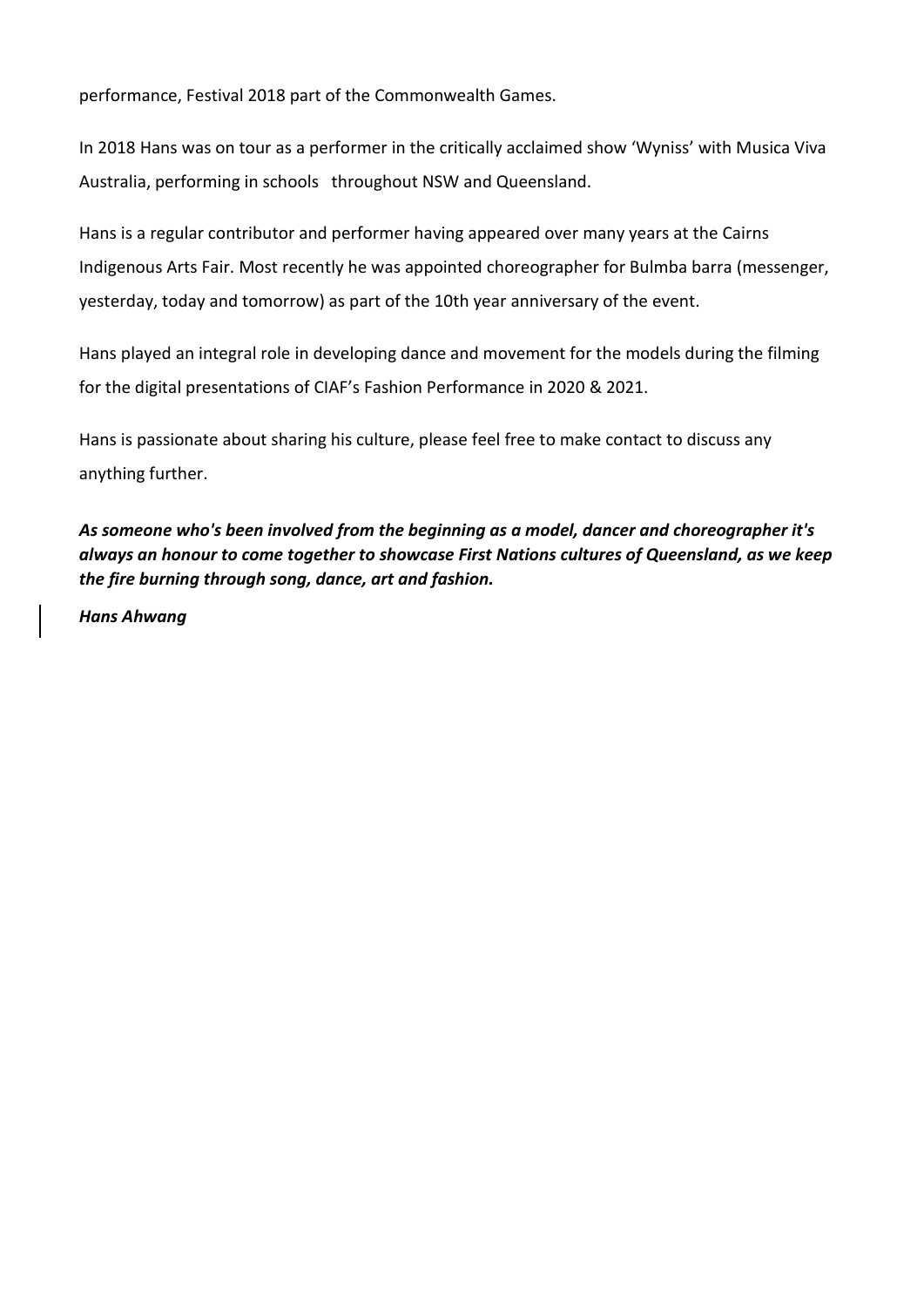performance, Festival 2018 part of the Commonwealth Games.

In 2018 Hans was on tour as a performer in the critically acclaimed show 'Wyniss' with Musica Viva Australia, performing in schools throughout NSW and Queensland.

Hans is a regular contributor and performer having appeared over many years at the Cairns Indigenous Arts Fair. Most recently he was appointed choreographer for Bulmba barra (messenger, yesterday, today and tomorrow) as part of the 10th year anniversary of the event.

Hans played an integral role in developing dance and movement for the models during the filming for the digital presentations of CIAF's Fashion Performance in 2020 & 2021.

Hans is passionate about sharing his culture, please feel free to make contact to discuss any anything further.

***As someone who's been involved from the beginning as a model, dancer and choreographer it's always an honour to come together to showcase First Nations cultures of Queensland, as we keep the fire burning through song, dance, art and fashion.***

***Hans Ahwang***